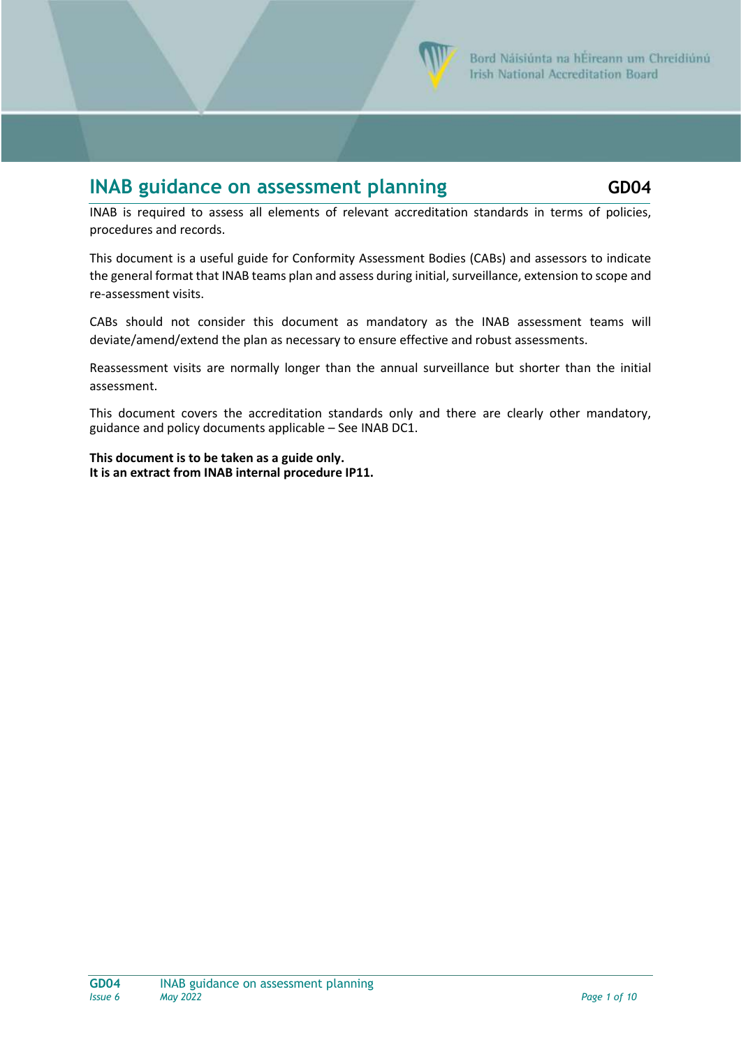# INAB guidance on assessment planning

**GD04**

INAB is required to assess all elements of relevant accreditation standards in terms of policies, procedures and records.

This document is a useful guide for Conformity Assessment Bodies (CABs) and assessors to indicate the general format that INAB teams plan and assess during initial, surveillance, extension to scope and re-assessment visits.

CABs should not consider this document as mandatory as the INAB assessment teams will deviate/amend/extend the plan as necessary to ensure effective and robust assessments.

Reassessment visits are normally longer than the annual surveillance but shorter than the initial assessment.

This document covers the accreditation standards only and there are clearly other mandatory, guidance and policy documents applicable – See INAB DC1.

**This document is to be taken as a guide only.**
**It is an extract from INAB internal procedure IP11.**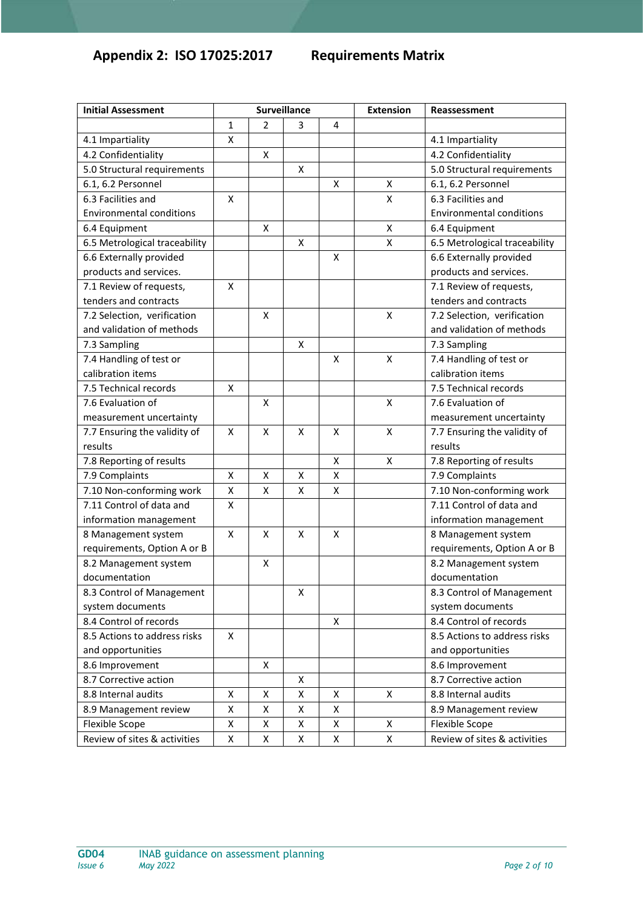## Appendix 2: ISO 17025:2017 Requirements Matrix

| Initial Assessment | Surveillance | | | | Extension | Reassessment |
|---|---|---|---|---|---|---|
| | 1 | 2 | 3 | 4 | | |
| 4.1 Impartiality | X | | | | | 4.1 Impartiality |
| 4.2 Confidentiality | | X | | | | 4.2 Confidentiality |
| 5.0 Structural requirements | | | X | | | 5.0 Structural requirements |
| 6.1, 6.2 Personnel | | | | X | X | 6.1, 6.2 Personnel |
| 6.3 Facilities and Environmental conditions | X | | | | X | 6.3 Facilities and Environmental conditions |
| 6.4 Equipment | | X | | | X | 6.4 Equipment |
| 6.5 Metrological traceability | | | X | | X | 6.5 Metrological traceability |
| 6.6 Externally provided products and services. | | | | X | | 6.6 Externally provided products and services. |
| 7.1 Review of requests, tenders and contracts | X | | | | | 7.1 Review of requests, tenders and contracts |
| 7.2 Selection, verification and validation of methods | | X | | | X | 7.2 Selection, verification and validation of methods |
| 7.3 Sampling | | | X | | | 7.3 Sampling |
| 7.4 Handling of test or calibration items | | | | X | X | 7.4 Handling of test or calibration items |
| 7.5 Technical records | X | | | | | 7.5 Technical records |
| 7.6 Evaluation of measurement uncertainty | | X | | | X | 7.6 Evaluation of measurement uncertainty |
| 7.7 Ensuring the validity of results | X | X | X | X | X | 7.7 Ensuring the validity of results |
| 7.8 Reporting of results | | | | X | X | 7.8 Reporting of results |
| 7.9 Complaints | X | X | X | X | | 7.9 Complaints |
| 7.10 Non-conforming work | X | X | X | X | | 7.10 Non-conforming work |
| 7.11 Control of data and information management | X | | | | | 7.11 Control of data and information management |
| 8 Management system requirements, Option A or B | X | X | X | X | | 8 Management system requirements, Option A or B |
| 8.2 Management system documentation | | X | | | | 8.2 Management system documentation |
| 8.3 Control of Management system documents | | | X | | | 8.3 Control of Management system documents |
| 8.4 Control of records | | | | X | | 8.4 Control of records |
| 8.5 Actions to address risks and opportunities | X | | | | | 8.5 Actions to address risks and opportunities |
| 8.6 Improvement | | X | | | | 8.6 Improvement |
| 8.7 Corrective action | | | X | | | 8.7 Corrective action |
| 8.8 Internal audits | X | X | X | X | X | 8.8 Internal audits |
| 8.9 Management review | X | X | X | X | | 8.9 Management review |
| Flexible Scope | X | X | X | X | X | Flexible Scope |
| Review of sites & activities | X | X | X | X | X | Review of sites & activities |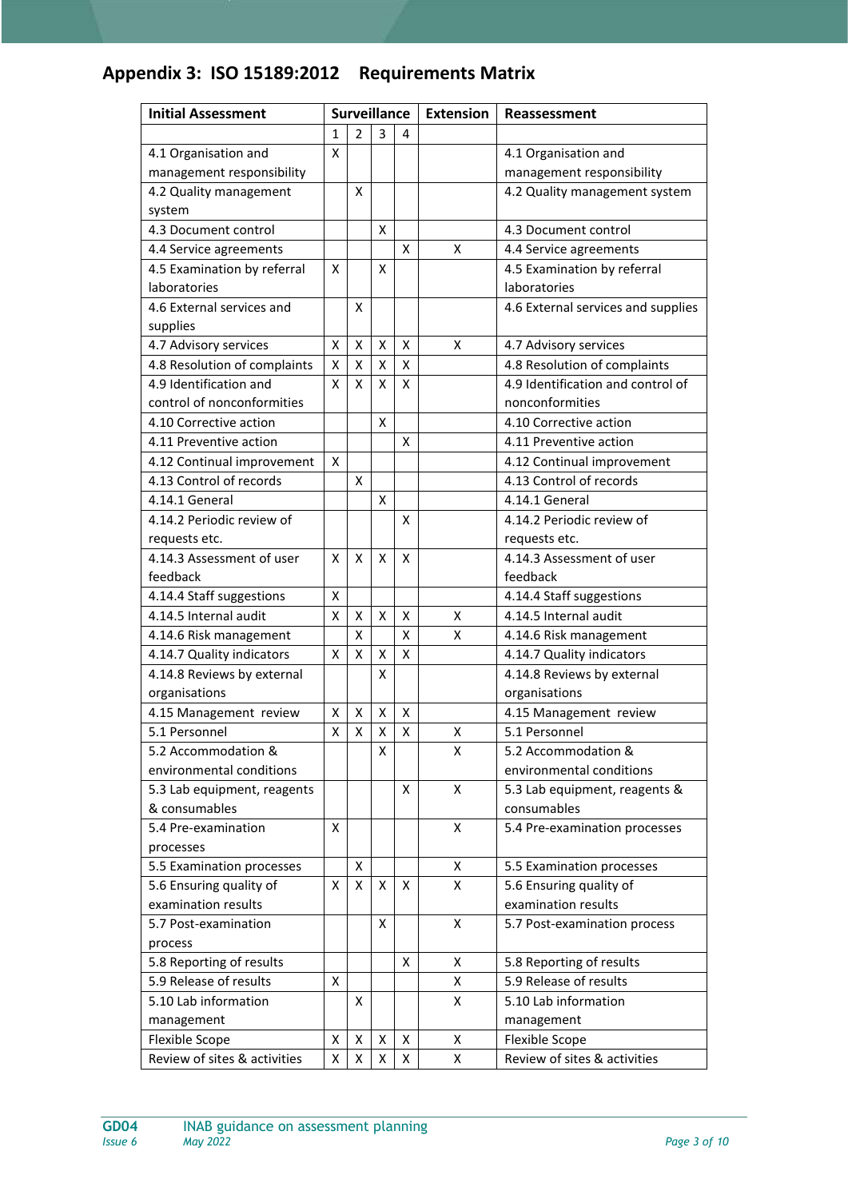## Appendix 3: ISO 15189:2012 Requirements Matrix

| Initial Assessment | Surveillance | | | | Extension | Reassessment |
|---|---|---|---|---|---|---|
| | 1 | 2 | 3 | 4 | | |
| 4.1 Organisation and management responsibility | X | | | | | 4.1 Organisation and management responsibility |
| 4.2 Quality management system | | X | | | | 4.2 Quality management system |
| 4.3 Document control | | | X | | | 4.3 Document control |
| 4.4 Service agreements | | | | X | X | 4.4 Service agreements |
| 4.5 Examination by referral laboratories | X | | X | | | 4.5 Examination by referral laboratories |
| 4.6 External services and supplies | | X | | | | 4.6 External services and supplies |
| 4.7 Advisory services | X | X | X | X | X | 4.7 Advisory services |
| 4.8 Resolution of complaints | X | X | X | X | | 4.8 Resolution of complaints |
| 4.9 Identification and control of nonconformities | X | X | X | X | | 4.9 Identification and control of nonconformities |
| 4.10 Corrective action | | | X | | | 4.10 Corrective action |
| 4.11 Preventive action | | | | X | | 4.11 Preventive action |
| 4.12 Continual improvement | X | | | | | 4.12 Continual improvement |
| 4.13 Control of records | | X | | | | 4.13 Control of records |
| 4.14.1 General | | | X | | | 4.14.1 General |
| 4.14.2 Periodic review of requests etc. | | | | X | | 4.14.2 Periodic review of requests etc. |
| 4.14.3 Assessment of user feedback | X | X | X | X | | 4.14.3 Assessment of user feedback |
| 4.14.4 Staff suggestions | X | | | | | 4.14.4 Staff suggestions |
| 4.14.5 Internal audit | X | X | X | X | X | 4.14.5 Internal audit |
| 4.14.6 Risk management | | X | | X | X | 4.14.6 Risk management |
| 4.14.7 Quality indicators | X | X | X | X | | 4.14.7 Quality indicators |
| 4.14.8 Reviews by external organisations | | | X | | | 4.14.8 Reviews by external organisations |
| 4.15 Management review | X | X | X | X | | 4.15 Management review |
| 5.1 Personnel | X | X | X | X | X | 5.1 Personnel |
| 5.2 Accommodation & environmental conditions | | | X | | X | 5.2 Accommodation & environmental conditions |
| 5.3 Lab equipment, reagents & consumables | | | | X | X | 5.3 Lab equipment, reagents & consumables |
| 5.4 Pre-examination processes | X | | | | X | 5.4 Pre-examination processes |
| 5.5 Examination processes | | X | | | X | 5.5 Examination processes |
| 5.6 Ensuring quality of examination results | X | X | X | X | X | 5.6 Ensuring quality of examination results |
| 5.7 Post-examination process | | | X | | X | 5.7 Post-examination process |
| 5.8 Reporting of results | | | | X | X | 5.8 Reporting of results |
| 5.9 Release of results | X | | | | X | 5.9 Release of results |
| 5.10 Lab information management | | X | | | X | 5.10 Lab information management |
| Flexible Scope | X | X | X | X | X | Flexible Scope |
| Review of sites & activities | X | X | X | X | X | Review of sites & activities |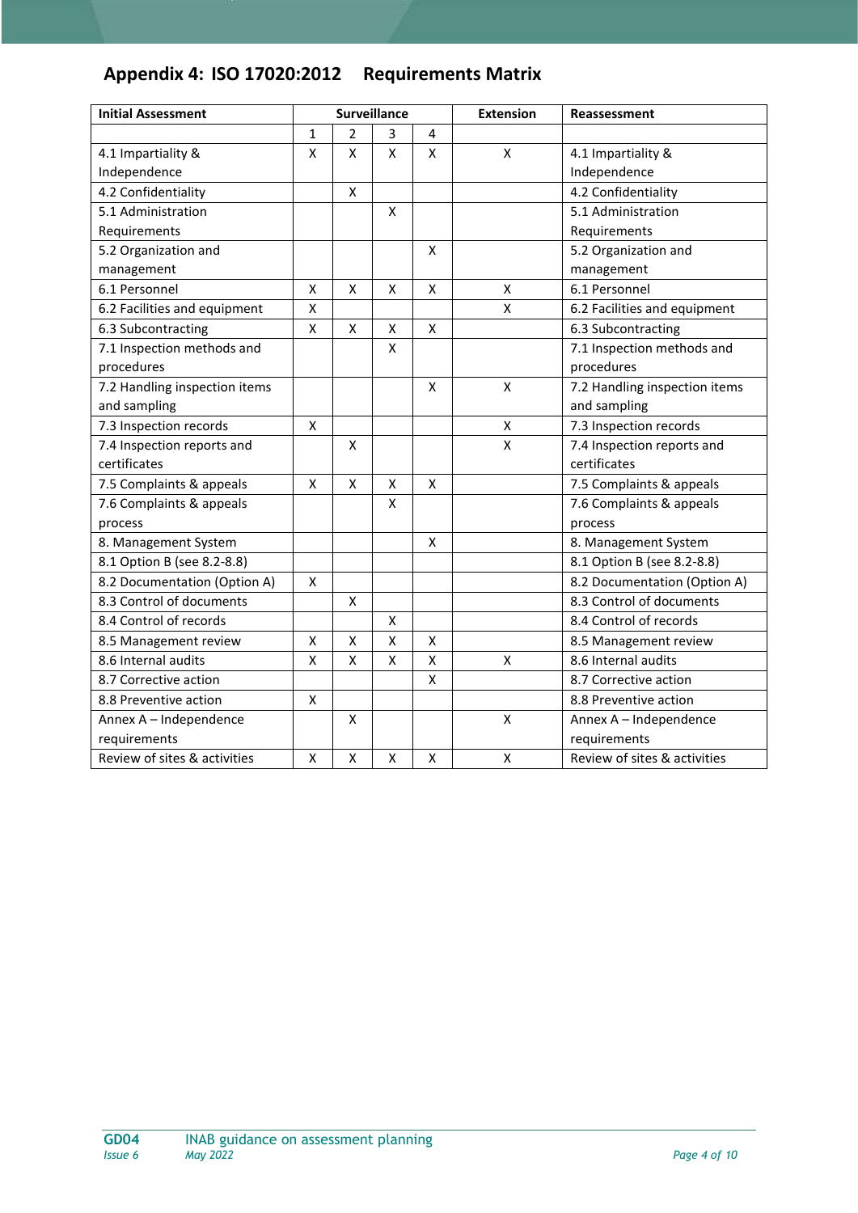## Appendix 4: ISO 17020:2012 Requirements Matrix

| Initial Assessment | Surveillance | | | | Extension | Reassessment |
|---|---|---|---|---|---|---|
| | 1 | 2 | 3 | 4 | | |
| 4.1 Impartiality & Independence | X | X | X | X | X | 4.1 Impartiality & Independence |
| 4.2 Confidentiality | | X | | | | 4.2 Confidentiality |
| 5.1 Administration Requirements | | | X | | | 5.1 Administration Requirements |
| 5.2 Organization and management | | | | X | | 5.2 Organization and management |
| 6.1 Personnel | X | X | X | X | X | 6.1 Personnel |
| 6.2 Facilities and equipment | X | | | | X | 6.2 Facilities and equipment |
| 6.3 Subcontracting | X | X | X | X | | 6.3 Subcontracting |
| 7.1 Inspection methods and procedures | | | X | | | 7.1 Inspection methods and procedures |
| 7.2 Handling inspection items and sampling | | | | X | X | 7.2 Handling inspection items and sampling |
| 7.3 Inspection records | X | | | | X | 7.3 Inspection records |
| 7.4 Inspection reports and certificates | | X | | | X | 7.4 Inspection reports and certificates |
| 7.5 Complaints & appeals | X | X | X | X | | 7.5 Complaints & appeals |
| 7.6 Complaints & appeals process | | | X | | | 7.6 Complaints & appeals process |
| 8. Management System | | | | X | | 8. Management System |
| 8.1 Option B (see 8.2-8.8) | | | | | | 8.1 Option B (see 8.2-8.8) |
| 8.2 Documentation (Option A) | X | | | | | 8.2 Documentation (Option A) |
| 8.3 Control of documents | | X | | | | 8.3 Control of documents |
| 8.4 Control of records | | | X | | | 8.4 Control of records |
| 8.5 Management review | X | X | X | X | | 8.5 Management review |
| 8.6 Internal audits | X | X | X | X | X | 8.6 Internal audits |
| 8.7 Corrective action | | | | X | | 8.7 Corrective action |
| 8.8 Preventive action | X | | | | | 8.8 Preventive action |
| Annex A – Independence requirements | | X | | | X | Annex A – Independence requirements |
| Review of sites & activities | X | X | X | X | X | Review of sites & activities |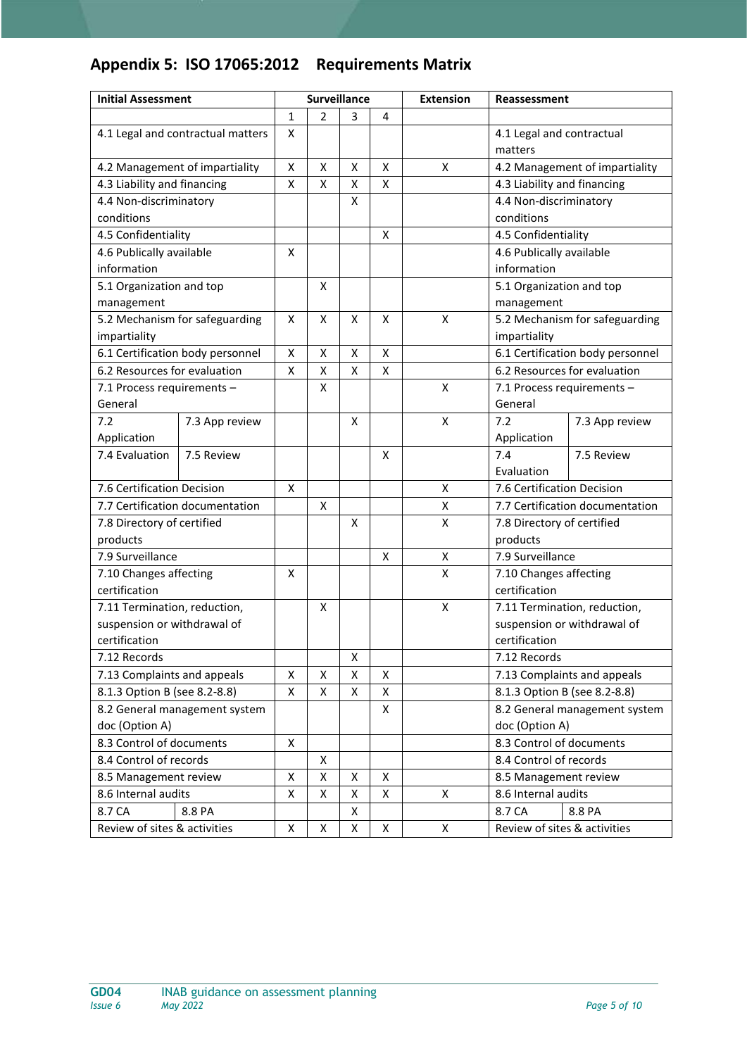## Appendix 5: ISO 17065:2012 Requirements Matrix

| Initial Assessment | | Surveillance | | | | Extension | Reassessment | |
|---|---|---|---|---|---|---|---|---|
| | | 1 | 2 | 3 | 4 | | | |
| 4.1 Legal and contractual matters | | X | | | | | 4.1 Legal and contractual matters | |
| 4.2 Management of impartiality | | X | X | X | X | X | 4.2 Management of impartiality | |
| 4.3 Liability and financing | | X | X | X | X | | 4.3 Liability and financing | |
| 4.4 Non-discriminatory conditions | | | | X | | | 4.4 Non-discriminatory conditions | |
| 4.5 Confidentiality | | | | | X | | 4.5 Confidentiality | |
| 4.6 Publically available information | | X | | | | | 4.6 Publically available information | |
| 5.1 Organization and top management | | | X | | | | 5.1 Organization and top management | |
| 5.2 Mechanism for safeguarding impartiality | | X | X | X | X | X | 5.2 Mechanism for safeguarding impartiality | |
| 6.1 Certification body personnel | | X | X | X | X | | 6.1 Certification body personnel | |
| 6.2 Resources for evaluation | | X | X | X | X | | 6.2 Resources for evaluation | |
| 7.1 Process requirements – General | | | X | | | X | 7.1 Process requirements – General | |
| 7.2 Application | 7.3 App review | | | X | | X | 7.2 Application | 7.3 App review |
| 7.4 Evaluation | 7.5 Review | | | | X | | 7.4 Evaluation | 7.5 Review |
| 7.6 Certification Decision | | X | | | | X | 7.6 Certification Decision | |
| 7.7 Certification documentation | | | X | | | X | 7.7 Certification documentation | |
| 7.8 Directory of certified products | | | | X | | X | 7.8 Directory of certified products | |
| 7.9 Surveillance | | | | | X | X | 7.9 Surveillance | |
| 7.10 Changes affecting certification | | X | | | | X | 7.10 Changes affecting certification | |
| 7.11 Termination, reduction, suspension or withdrawal of certification | | | X | | | X | 7.11 Termination, reduction, suspension or withdrawal of certification | |
| 7.12 Records | | | | X | | | 7.12 Records | |
| 7.13 Complaints and appeals | | X | X | X | X | | 7.13 Complaints and appeals | |
| 8.1.3 Option B (see 8.2-8.8) | | X | X | X | X | | 8.1.3 Option B (see 8.2-8.8) | |
| 8.2 General management system doc (Option A) | | | | | X | | 8.2 General management system doc (Option A) | |
| 8.3 Control of documents | | X | | | | | 8.3 Control of documents | |
| 8.4 Control of records | | | X | | | | 8.4 Control of records | |
| 8.5 Management review | | X | X | X | X | | 8.5 Management review | |
| 8.6 Internal audits | | X | X | X | X | X | 8.6 Internal audits | |
| 8.7 CA | 8.8 PA | | | X | | | 8.7 CA | 8.8 PA |
| Review of sites & activities | | X | X | X | X | X | Review of sites & activities | |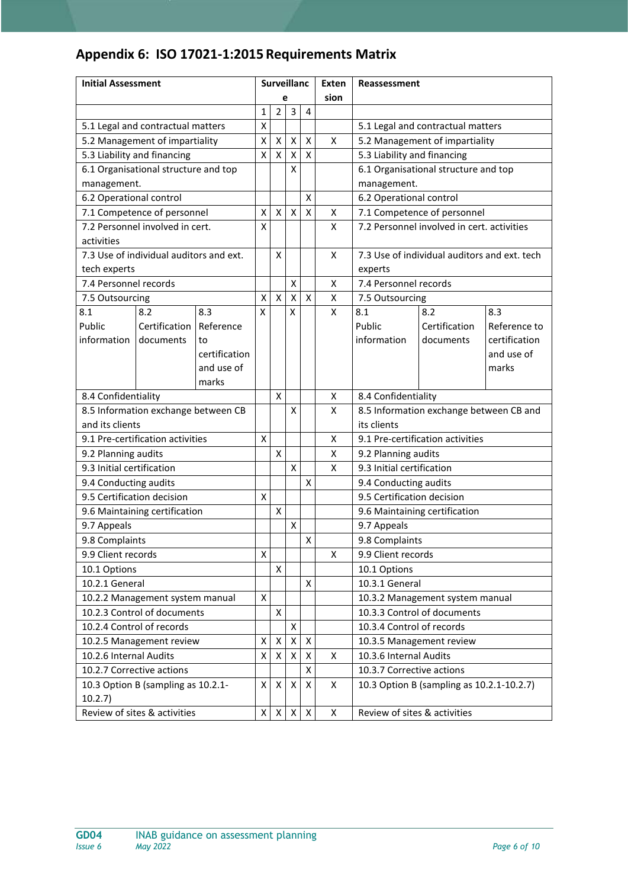## Appendix 6: ISO 17021-1:2015 Requirements Matrix

| Initial Assessment | Surveillance | | | | Extension | Reassessment |
|---|---|---|---|---|---|---|
| | 1 | 2 | 3 | 4 | | |
| 5.1 Legal and contractual matters | X | | | | | 5.1 Legal and contractual matters |
| 5.2 Management of impartiality | X | X | X | X | X | 5.2 Management of impartiality |
| 5.3 Liability and financing | X | X | X | X | | 5.3 Liability and financing |
| 6.1 Organisational structure and top management. | | | X | | | 6.1 Organisational structure and top management. |
| 6.2 Operational control | | | | X | | 6.2 Operational control |
| 7.1 Competence of personnel | X | X | X | X | X | 7.1 Competence of personnel |
| 7.2 Personnel involved in cert. activities | X | | | | X | 7.2 Personnel involved in cert. activities |
| 7.3 Use of individual auditors and ext. tech experts | | X | | | X | 7.3 Use of individual auditors and ext. tech experts |
| 7.4 Personnel records | | | X | | X | 7.4 Personnel records |
| 7.5 Outsourcing | X | X | X | X | X | 7.5 Outsourcing |
| 8.1 Public information / 8.2 Certification documents / 8.3 Reference to certification and use of marks | X | | X | | X | 8.1 Public information / 8.2 Certification documents / 8.3 Reference to certification and use of marks |
| 8.4 Confidentiality | | X | | | X | 8.4 Confidentiality |
| 8.5 Information exchange between CB and its clients | | | X | | X | 8.5 Information exchange between CB and its clients |
| 9.1 Pre-certification activities | X | | | | X | 9.1 Pre-certification activities |
| 9.2 Planning audits | | X | | | X | 9.2 Planning audits |
| 9.3 Initial certification | | | X | | X | 9.3 Initial certification |
| 9.4 Conducting audits | | | | X | | 9.4 Conducting audits |
| 9.5 Certification decision | X | | | | | 9.5 Certification decision |
| 9.6 Maintaining certification | | X | | | | 9.6 Maintaining certification |
| 9.7 Appeals | | | X | | | 9.7 Appeals |
| 9.8 Complaints | | | | X | | 9.8 Complaints |
| 9.9 Client records | X | | | | X | 9.9 Client records |
| 10.1 Options | | X | | | | 10.1 Options |
| 10.2.1 General | | | | X | | 10.3.1 General |
| 10.2.2 Management system manual | X | | | | | 10.3.2 Management system manual |
| 10.2.3 Control of documents | | X | | | | 10.3.3 Control of documents |
| 10.2.4 Control of records | | | X | | | 10.3.4 Control of records |
| 10.2.5 Management review | X | X | X | X | | 10.3.5 Management review |
| 10.2.6 Internal Audits | X | X | X | X | X | 10.3.6 Internal Audits |
| 10.2.7 Corrective actions | | | | X | | 10.3.7 Corrective actions |
| 10.3 Option B (sampling as 10.2.1-10.2.7) | X | X | X | X | X | 10.3 Option B (sampling as 10.2.1-10.2.7) |
| Review of sites & activities | X | X | X | X | X | Review of sites & activities |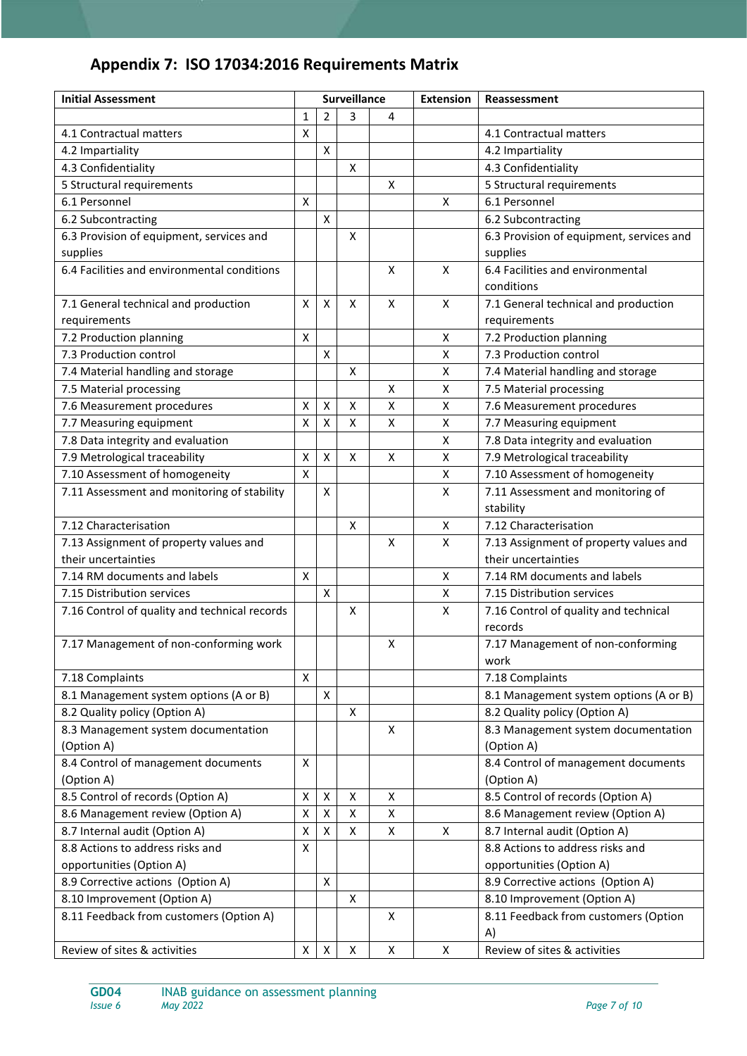## Appendix 7: ISO 17034:2016 Requirements Matrix

| Initial Assessment | Surveillance | | | | Extension | Reassessment |
|---|---|---|---|---|---|---|
| | 1 | 2 | 3 | 4 | | |
| 4.1 Contractual matters | X | | | | | 4.1 Contractual matters |
| 4.2 Impartiality | | X | | | | 4.2 Impartiality |
| 4.3 Confidentiality | | | X | | | 4.3 Confidentiality |
| 5 Structural requirements | | | | X | | 5 Structural requirements |
| 6.1 Personnel | X | | | | X | 6.1 Personnel |
| 6.2 Subcontracting | | X | | | | 6.2 Subcontracting |
| 6.3 Provision of equipment, services and supplies | | | X | | | 6.3 Provision of equipment, services and supplies |
| 6.4 Facilities and environmental conditions | | | | X | X | 6.4 Facilities and environmental conditions |
| 7.1 General technical and production requirements | X | X | X | X | X | 7.1 General technical and production requirements |
| 7.2 Production planning | X | | | | X | 7.2 Production planning |
| 7.3 Production control | | X | | | X | 7.3 Production control |
| 7.4 Material handling and storage | | | X | | X | 7.4 Material handling and storage |
| 7.5 Material processing | | | | X | X | 7.5 Material processing |
| 7.6 Measurement procedures | X | X | X | X | X | 7.6 Measurement procedures |
| 7.7 Measuring equipment | X | X | X | X | X | 7.7 Measuring equipment |
| 7.8 Data integrity and evaluation | | | | | X | 7.8 Data integrity and evaluation |
| 7.9 Metrological traceability | X | X | X | X | X | 7.9 Metrological traceability |
| 7.10 Assessment of homogeneity | X | | | | X | 7.10 Assessment of homogeneity |
| 7.11 Assessment and monitoring of stability | | X | | | X | 7.11 Assessment and monitoring of stability |
| 7.12 Characterisation | | | X | | X | 7.12 Characterisation |
| 7.13 Assignment of property values and their uncertainties | | | | X | X | 7.13 Assignment of property values and their uncertainties |
| 7.14 RM documents and labels | X | | | | X | 7.14 RM documents and labels |
| 7.15 Distribution services | | X | | | X | 7.15 Distribution services |
| 7.16 Control of quality and technical records | | | X | | X | 7.16 Control of quality and technical records |
| 7.17 Management of non-conforming work | | | | X | | 7.17 Management of non-conforming work |
| 7.18 Complaints | X | | | | | 7.18 Complaints |
| 8.1 Management system options (A or B) | | X | | | | 8.1 Management system options (A or B) |
| 8.2 Quality policy (Option A) | | | X | | | 8.2 Quality policy (Option A) |
| 8.3 Management system documentation (Option A) | | | | X | | 8.3 Management system documentation (Option A) |
| 8.4 Control of management documents (Option A) | X | | | | | 8.4 Control of management documents (Option A) |
| 8.5 Control of records (Option A) | X | X | X | X | | 8.5 Control of records (Option A) |
| 8.6 Management review (Option A) | X | X | X | X | | 8.6 Management review (Option A) |
| 8.7 Internal audit (Option A) | X | X | X | X | X | 8.7 Internal audit (Option A) |
| 8.8 Actions to address risks and opportunities (Option A) | X | | | | | 8.8 Actions to address risks and opportunities (Option A) |
| 8.9 Corrective actions (Option A) | | X | | | | 8.9 Corrective actions (Option A) |
| 8.10 Improvement (Option A) | | | X | | | 8.10 Improvement (Option A) |
| 8.11 Feedback from customers (Option A) | | | | X | | 8.11 Feedback from customers (Option A) |
| Review of sites & activities | X | X | X | X | X | Review of sites & activities |

GD04 Issue 6 — INAB guidance on assessment planning — May 2022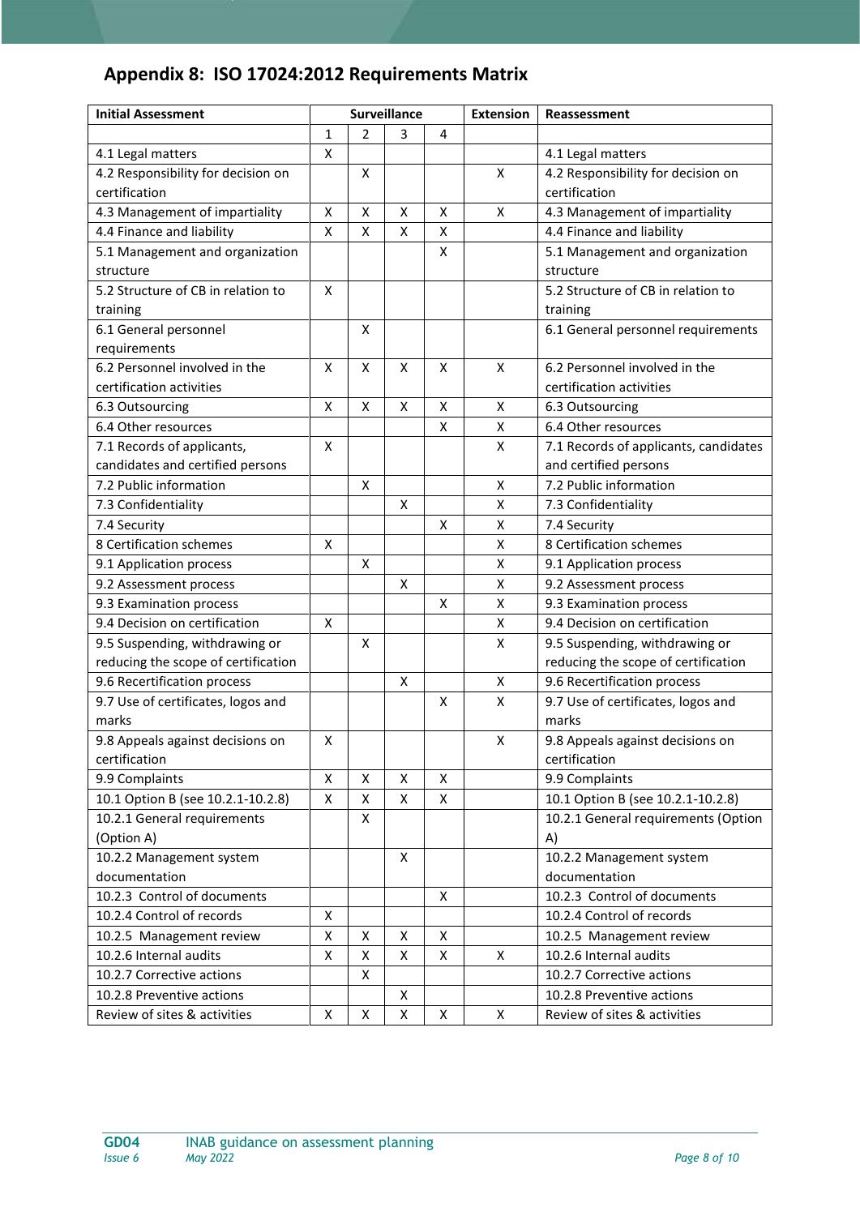## Appendix 8: ISO 17024:2012 Requirements Matrix

| Initial Assessment | Surveillance | | | | Extension | Reassessment |
|---|---|---|---|---|---|---|
| | 1 | 2 | 3 | 4 | | |
| 4.1 Legal matters | X | | | | | 4.1 Legal matters |
| 4.2 Responsibility for decision on certification | | X | | | X | 4.2 Responsibility for decision on certification |
| 4.3 Management of impartiality | X | X | X | X | X | 4.3 Management of impartiality |
| 4.4 Finance and liability | X | X | X | X | | 4.4 Finance and liability |
| 5.1 Management and organization structure | | | | X | | 5.1 Management and organization structure |
| 5.2 Structure of CB in relation to training | X | | | | | 5.2 Structure of CB in relation to training |
| 6.1 General personnel requirements | | X | | | | 6.1 General personnel requirements |
| 6.2 Personnel involved in the certification activities | X | X | X | X | X | 6.2 Personnel involved in the certification activities |
| 6.3 Outsourcing | X | X | X | X | X | 6.3 Outsourcing |
| 6.4 Other resources | | | | X | X | 6.4 Other resources |
| 7.1 Records of applicants, candidates and certified persons | X | | | | X | 7.1 Records of applicants, candidates and certified persons |
| 7.2 Public information | | X | | | X | 7.2 Public information |
| 7.3 Confidentiality | | | X | | X | 7.3 Confidentiality |
| 7.4 Security | | | | X | X | 7.4 Security |
| 8 Certification schemes | X | | | | X | 8 Certification schemes |
| 9.1 Application process | | X | | | X | 9.1 Application process |
| 9.2 Assessment process | | | X | | X | 9.2 Assessment process |
| 9.3 Examination process | | | | X | X | 9.3 Examination process |
| 9.4 Decision on certification | X | | | | X | 9.4 Decision on certification |
| 9.5 Suspending, withdrawing or reducing the scope of certification | | X | | | X | 9.5 Suspending, withdrawing or reducing the scope of certification |
| 9.6 Recertification process | | | X | | X | 9.6 Recertification process |
| 9.7 Use of certificates, logos and marks | | | | X | X | 9.7 Use of certificates, logos and marks |
| 9.8 Appeals against decisions on certification | X | | | | X | 9.8 Appeals against decisions on certification |
| 9.9 Complaints | X | X | X | X | | 9.9 Complaints |
| 10.1 Option B (see 10.2.1-10.2.8) | X | X | X | X | | 10.1 Option B (see 10.2.1-10.2.8) |
| 10.2.1 General requirements (Option A) | | X | | | | 10.2.1 General requirements (Option A) |
| 10.2.2 Management system documentation | | | X | | | 10.2.2 Management system documentation |
| 10.2.3 Control of documents | | | | X | | 10.2.3 Control of documents |
| 10.2.4 Control of records | X | | | | | 10.2.4 Control of records |
| 10.2.5 Management review | X | X | X | X | | 10.2.5 Management review |
| 10.2.6 Internal audits | X | X | X | X | X | 10.2.6 Internal audits |
| 10.2.7 Corrective actions | | X | | | | 10.2.7 Corrective actions |
| 10.2.8 Preventive actions | | | X | | | 10.2.8 Preventive actions |
| Review of sites & activities | X | X | X | X | X | Review of sites & activities |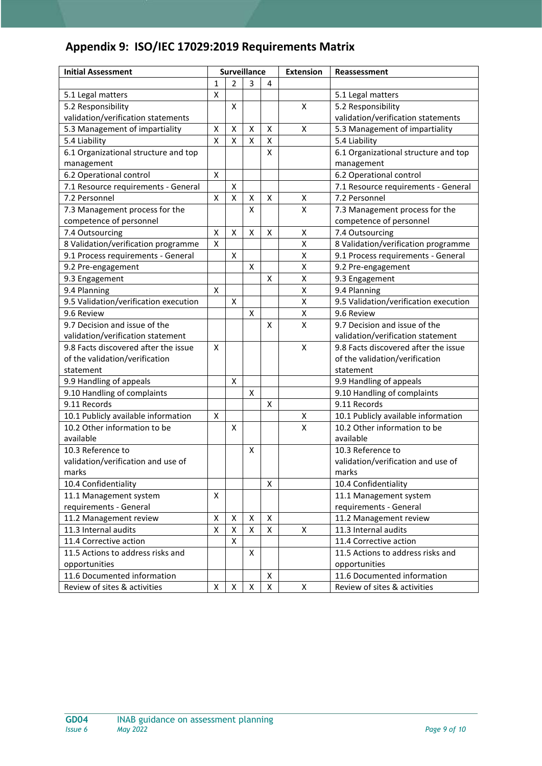## Appendix 9: ISO/IEC 17029:2019 Requirements Matrix

| Initial Assessment | Surveillance | | | | Extension | Reassessment |
|---|---|---|---|---|---|---|
| | 1 | 2 | 3 | 4 | | |
| 5.1 Legal matters | X | | | | | 5.1 Legal matters |
| 5.2 Responsibility validation/verification statements | | X | | | X | 5.2 Responsibility validation/verification statements |
| 5.3 Management of impartiality | X | X | X | X | X | 5.3 Management of impartiality |
| 5.4 Liability | X | X | X | X | | 5.4 Liability |
| 6.1 Organizational structure and top management | | | | X | | 6.1 Organizational structure and top management |
| 6.2 Operational control | X | | | | | 6.2 Operational control |
| 7.1 Resource requirements - General | | X | | | | 7.1 Resource requirements - General |
| 7.2 Personnel | X | X | X | X | X | 7.2 Personnel |
| 7.3 Management process for the competence of personnel | | | X | | X | 7.3 Management process for the competence of personnel |
| 7.4 Outsourcing | X | X | X | X | X | 7.4 Outsourcing |
| 8 Validation/verification programme | X | | | | X | 8 Validation/verification programme |
| 9.1 Process requirements - General | | X | | | X | 9.1 Process requirements - General |
| 9.2 Pre-engagement | | | X | | X | 9.2 Pre-engagement |
| 9.3 Engagement | | | | X | X | 9.3 Engagement |
| 9.4 Planning | X | | | | X | 9.4 Planning |
| 9.5 Validation/verification execution | | X | | | X | 9.5 Validation/verification execution |
| 9.6 Review | | | X | | X | 9.6 Review |
| 9.7 Decision and issue of the validation/verification statement | | | | X | X | 9.7 Decision and issue of the validation/verification statement |
| 9.8 Facts discovered after the issue of the validation/verification statement | X | | | | X | 9.8 Facts discovered after the issue of the validation/verification statement |
| 9.9 Handling of appeals | | X | | | | 9.9 Handling of appeals |
| 9.10 Handling of complaints | | | X | | | 9.10 Handling of complaints |
| 9.11 Records | | | | X | | 9.11 Records |
| 10.1 Publicly available information | X | | | | X | 10.1 Publicly available information |
| 10.2 Other information to be available | | X | | | X | 10.2 Other information to be available |
| 10.3 Reference to validation/verification and use of marks | | | X | | | 10.3 Reference to validation/verification and use of marks |
| 10.4 Confidentiality | | | | X | | 10.4 Confidentiality |
| 11.1 Management system requirements - General | X | | | | | 11.1 Management system requirements - General |
| 11.2 Management review | X | X | X | X | | 11.2 Management review |
| 11.3 Internal audits | X | X | X | X | X | 11.3 Internal audits |
| 11.4 Corrective action | | X | | | | 11.4 Corrective action |
| 11.5 Actions to address risks and opportunities | | | X | | | 11.5 Actions to address risks and opportunities |
| 11.6 Documented information | | | | X | | 11.6 Documented information |
| Review of sites & activities | X | X | X | X | X | Review of sites & activities |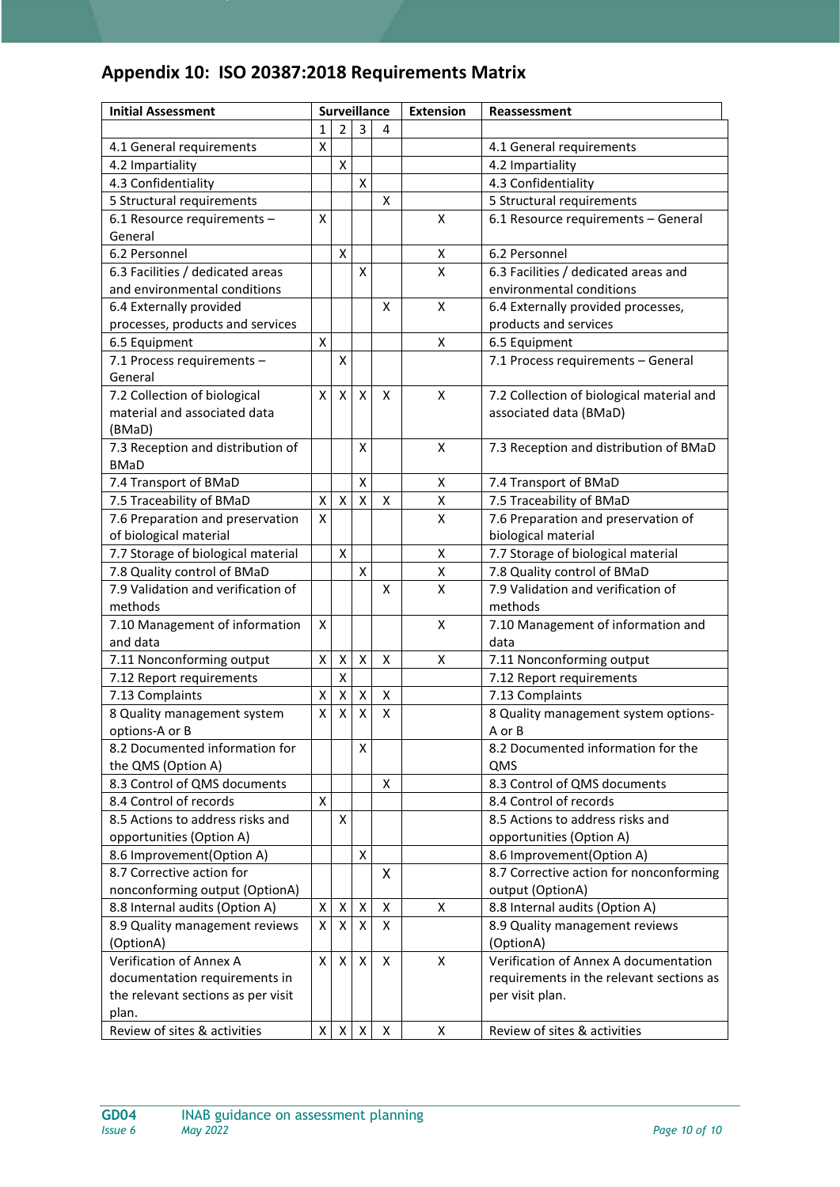## Appendix 10: ISO 20387:2018 Requirements Matrix

| Initial Assessment | Surveillance | | | | Extension | Reassessment |
|---|---|---|---|---|---|---|
| | 1 | 2 | 3 | 4 | | |
| 4.1 General requirements | X | | | | | 4.1 General requirements |
| 4.2 Impartiality | | X | | | | 4.2 Impartiality |
| 4.3 Confidentiality | | | X | | | 4.3 Confidentiality |
| 5 Structural requirements | | | | X | | 5 Structural requirements |
| 6.1 Resource requirements – General | X | | | | X | 6.1 Resource requirements – General |
| 6.2 Personnel | | X | | | X | 6.2 Personnel |
| 6.3 Facilities / dedicated areas and environmental conditions | | | X | | X | 6.3 Facilities / dedicated areas and environmental conditions |
| 6.4 Externally provided processes, products and services | | | | X | X | 6.4 Externally provided processes, products and services |
| 6.5 Equipment | X | | | | X | 6.5 Equipment |
| 7.1 Process requirements – General | | X | | | | 7.1 Process requirements – General |
| 7.2 Collection of biological material and associated data (BMaD) | X | X | X | X | X | 7.2 Collection of biological material and associated data (BMaD) |
| 7.3 Reception and distribution of BMaD | | | X | | X | 7.3 Reception and distribution of BMaD |
| 7.4 Transport of BMaD | | | X | | X | 7.4 Transport of BMaD |
| 7.5 Traceability of BMaD | X | X | X | X | X | 7.5 Traceability of BMaD |
| 7.6 Preparation and preservation of biological material | X | | | | X | 7.6 Preparation and preservation of biological material |
| 7.7 Storage of biological material | | X | | | X | 7.7 Storage of biological material |
| 7.8 Quality control of BMaD | | | X | | X | 7.8 Quality control of BMaD |
| 7.9 Validation and verification of methods | | | | X | X | 7.9 Validation and verification of methods |
| 7.10 Management of information and data | X | | | | X | 7.10 Management of information and data |
| 7.11 Nonconforming output | X | X | X | X | X | 7.11 Nonconforming output |
| 7.12 Report requirements | | X | | | | 7.12 Report requirements |
| 7.13 Complaints | X | X | X | X | | 7.13 Complaints |
| 8 Quality management system options-A or B | X | X | X | X | | 8 Quality management system options-A or B |
| 8.2 Documented information for the QMS (Option A) | | | X | | | 8.2 Documented information for the QMS |
| 8.3 Control of QMS documents | | | | X | | 8.3 Control of QMS documents |
| 8.4 Control of records | X | | | | | 8.4 Control of records |
| 8.5 Actions to address risks and opportunities (Option A) | | X | | | | 8.5 Actions to address risks and opportunities (Option A) |
| 8.6 Improvement(Option A) | | | X | | | 8.6 Improvement(Option A) |
| 8.7 Corrective action for nonconforming output (OptionA) | | | | X | | 8.7 Corrective action for nonconforming output (OptionA) |
| 8.8 Internal audits (Option A) | X | X | X | X | X | 8.8 Internal audits (Option A) |
| 8.9 Quality management reviews (OptionA) | X | X | X | X | | 8.9 Quality management reviews (OptionA) |
| Verification of Annex A documentation requirements in the relevant sections as per visit plan. | X | X | X | X | X | Verification of Annex A documentation requirements in the relevant sections as per visit plan. |
| Review of sites & activities | X | X | X | X | X | Review of sites & activities |